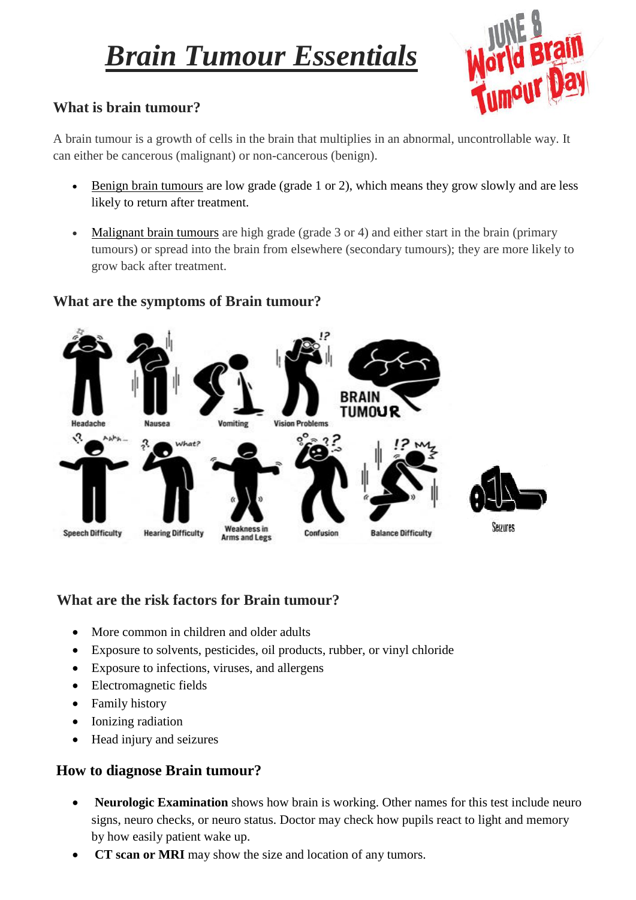# *Brain Tumour Essentials*

JUNE 8 World Brain Tumour Day

### What is brain tumour?

A brain tumour is a growth of cells in the brain that multiplies in an abnormal, uncontrollable way. It can either be cancerous (malignant) or non-cancerous (benign).

- Benign brain tumours are low grade (grade 1 or 2), which means they grow slowly and are less likely to return after treatment.
- Malignant brain tumours are high grade (grade 3 or 4) and either start in the brain (primary tumours) or spread into the brain from elsewhere (secondary tumours); they are more likely to grow back after treatment.

### What are the symptoms of Brain tumour?

Headache, Nausea, Vomiting, Vision Problems, BRAIN TUMOUR

Speech Difficulty, Hearing Difficulty, Weakness in Arms and Legs, Confusion, Balance Difficulty, Seizures

### What are the risk factors for Brain tumour?

- More common in children and older adults
- Exposure to solvents, pesticides, oil products, rubber, or vinyl chloride
- Exposure to infections, viruses, and allergens
- Electromagnetic fields
- Family history
- Ionizing radiation
- Head injury and seizures

### How to diagnose Brain tumour?

- **Neurologic Examination** shows how brain is working. Other names for this test include neuro signs, neuro checks, or neuro status. Doctor may check how pupils react to light and memory by how easily patient wake up.
- **CT scan or MRI** may show the size and location of any tumors.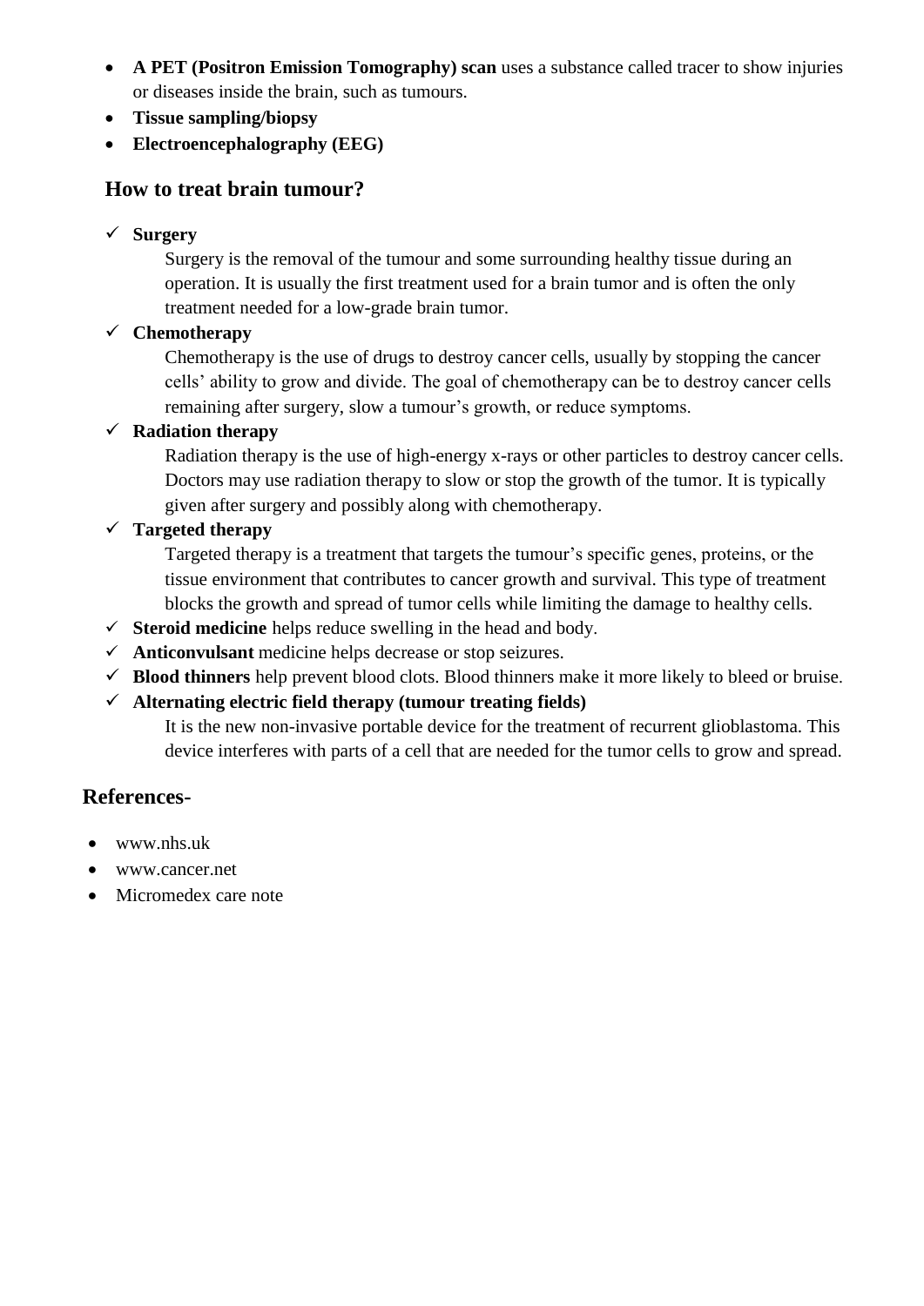- **A PET (Positron Emission Tomography) scan** uses a substance called tracer to show injuries or diseases inside the brain, such as tumours.
- **Tissue sampling/biopsy**
- **Electroencephalography (EEG)**

## How to treat brain tumour?

- ✓ **Surgery**

  Surgery is the removal of the tumour and some surrounding healthy tissue during an operation. It is usually the first treatment used for a brain tumor and is often the only treatment needed for a low-grade brain tumor.

- ✓ **Chemotherapy**

  Chemotherapy is the use of drugs to destroy cancer cells, usually by stopping the cancer cells' ability to grow and divide. The goal of chemotherapy can be to destroy cancer cells remaining after surgery, slow a tumour's growth, or reduce symptoms.

- ✓ **Radiation therapy**

  Radiation therapy is the use of high-energy x-rays or other particles to destroy cancer cells. Doctors may use radiation therapy to slow or stop the growth of the tumor. It is typically given after surgery and possibly along with chemotherapy.

- ✓ **Targeted therapy**

  Targeted therapy is a treatment that targets the tumour's specific genes, proteins, or the tissue environment that contributes to cancer growth and survival. This type of treatment blocks the growth and spread of tumor cells while limiting the damage to healthy cells.

- ✓ **Steroid medicine** helps reduce swelling in the head and body.
- ✓ **Anticonvulsant** medicine helps decrease or stop seizures.
- ✓ **Blood thinners** help prevent blood clots. Blood thinners make it more likely to bleed or bruise.
- ✓ **Alternating electric field therapy (tumour treating fields)**

  It is the new non-invasive portable device for the treatment of recurrent glioblastoma. This device interferes with parts of a cell that are needed for the tumor cells to grow and spread.

## References-

- www.nhs.uk
- www.cancer.net
- Micromedex care note